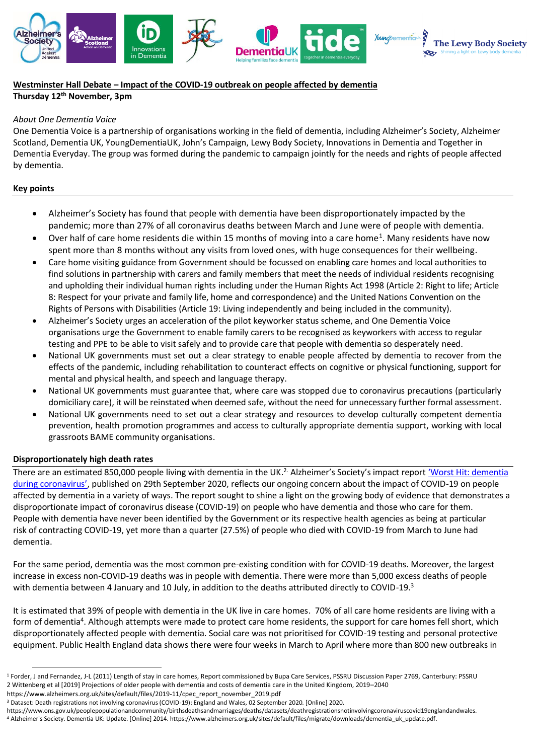**Westminster Hall Debate – Impact of the COVID-19 outbreak on people affected by dementia**
**Thursday 12th November, 3pm**

*About One Dementia Voice*
One Dementia Voice is a partnership of organisations working in the field of dementia, including Alzheimer's Society, Alzheimer Scotland, Dementia UK, YoungDementiaUK, John's Campaign, Lewy Body Society, Innovations in Dementia and Together in Dementia Everyday. The group was formed during the pandemic to campaign jointly for the needs and rights of people affected by dementia.

**Key points**

- Alzheimer's Society has found that people with dementia have been disproportionately impacted by the pandemic; more than 27% of all coronavirus deaths between March and June were of people with dementia.
- Over half of care home residents die within 15 months of moving into a care home[1]. Many residents have now spent more than 8 months without any visits from loved ones, with huge consequences for their wellbeing.
- Care home visiting guidance from Government should be focussed on enabling care homes and local authorities to find solutions in partnership with carers and family members that meet the needs of individual residents recognising and upholding their individual human rights including under the Human Rights Act 1998 (Article 2: Right to life; Article 8: Respect for your private and family life, home and correspondence) and the United Nations Convention on the Rights of Persons with Disabilities (Article 19: Living independently and being included in the community).
- Alzheimer's Society urges an acceleration of the pilot keyworker status scheme, and One Dementia Voice organisations urge the Government to enable family carers to be recognised as keyworkers with access to regular testing and PPE to be able to visit safely and to provide care that people with dementia so desperately need.
- National UK governments must set out a clear strategy to enable people affected by dementia to recover from the effects of the pandemic, including rehabilitation to counteract effects on cognitive or physical functioning, support for mental and physical health, and speech and language therapy.
- National UK governments must guarantee that, where care was stopped due to coronavirus precautions (particularly domiciliary care), it will be reinstated when deemed safe, without the need for unnecessary further formal assessment.
- National UK governments need to set out a clear strategy and resources to develop culturally competent dementia prevention, health promotion programmes and access to culturally appropriate dementia support, working with local grassroots BAME community organisations.

**Disproportionately high death rates**

There are an estimated 850,000 people living with dementia in the UK.[2] Alzheimer's Society's impact report 'Worst Hit: dementia during coronavirus', published on 29th September 2020, reflects our ongoing concern about the impact of COVID-19 on people affected by dementia in a variety of ways. The report sought to shine a light on the growing body of evidence that demonstrates a disproportionate impact of coronavirus disease (COVID-19) on people who have dementia and those who care for them. People with dementia have never been identified by the Government or its respective health agencies as being at particular risk of contracting COVID-19, yet more than a quarter (27.5%) of people who died with COVID-19 from March to June had dementia.

For the same period, dementia was the most common pre-existing condition with for COVID-19 deaths. Moreover, the largest increase in excess non-COVID-19 deaths was in people with dementia. There were more than 5,000 excess deaths of people with dementia between 4 January and 10 July, in addition to the deaths attributed directly to COVID-19.[3]

It is estimated that 39% of people with dementia in the UK live in care homes. 70% of all care home residents are living with a form of dementia[4]. Although attempts were made to protect care home residents, the support for care homes fell short, which disproportionately affected people with dementia. Social care was not prioritised for COVID-19 testing and personal protective equipment. Public Health England data shows there were four weeks in March to April where more than 800 new outbreaks in

---

[1] Forder, J and Fernandez, J-L (2011) Length of stay in care homes, Report commissioned by Bupa Care Services, PSSRU Discussion Paper 2769, Canterbury: PSSRU
[2] Wittenberg et al [2019] Projections of older people with dementia and costs of dementia care in the United Kingdom, 2019–2040 https://www.alzheimers.org.uk/sites/default/files/2019-11/cpec_report_november_2019.pdf
[3] Dataset: Death registrations not involving coronavirus (COVID-19): England and Wales, 02 September 2020. [Online] 2020. https://www.ons.gov.uk/peoplepopulationandcommunity/birthsdeathsandmarriages/deaths/datasets/deathregistrationsnotinvolvingcoronaviruscovid19englandandwales.
[4] Alzheimer's Society. Dementia UK: Update. [Online] 2014. https://www.alzheimers.org.uk/sites/default/files/migrate/downloads/dementia_uk_update.pdf.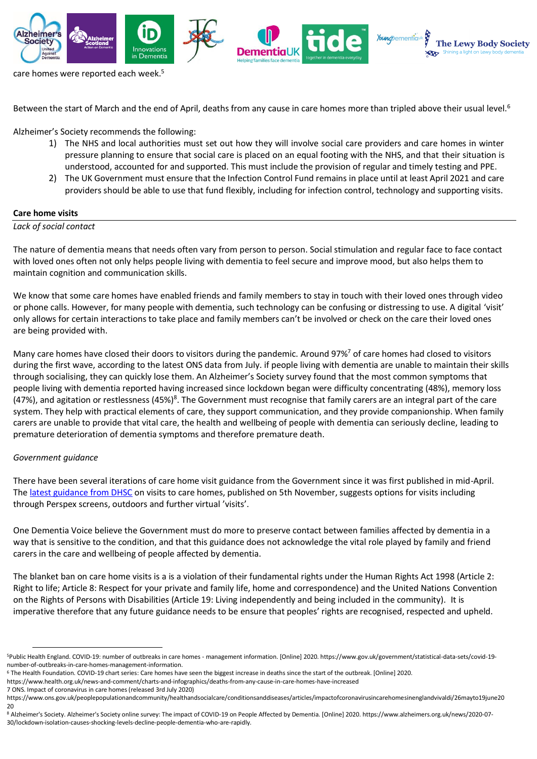care homes were reported each week.[5]

Between the start of March and the end of April, deaths from any cause in care homes more than tripled above their usual level.[6]

Alzheimer's Society recommends the following:

1) The NHS and local authorities must set out how they will involve social care providers and care homes in winter pressure planning to ensure that social care is placed on an equal footing with the NHS, and that their situation is understood, accounted for and supported. This must include the provision of regular and timely testing and PPE.
2) The UK Government must ensure that the Infection Control Fund remains in place until at least April 2021 and care providers should be able to use that fund flexibly, including for infection control, technology and supporting visits.

## Care home visits

*Lack of social contact*

The nature of dementia means that needs often vary from person to person. Social stimulation and regular face to face contact with loved ones often not only helps people living with dementia to feel secure and improve mood, but also helps them to maintain cognition and communication skills.

We know that some care homes have enabled friends and family members to stay in touch with their loved ones through video or phone calls. However, for many people with dementia, such technology can be confusing or distressing to use. A digital 'visit' only allows for certain interactions to take place and family members can't be involved or check on the care their loved ones are being provided with.

Many care homes have closed their doors to visitors during the pandemic. Around 97%[7] of care homes had closed to visitors during the first wave, according to the latest ONS data from July. if people living with dementia are unable to maintain their skills through socialising, they can quickly lose them. An Alzheimer's Society survey found that the most common symptoms that people living with dementia reported having increased since lockdown began were difficulty concentrating (48%), memory loss (47%), and agitation or restlessness (45%)[8]. The Government must recognise that family carers are an integral part of the care system. They help with practical elements of care, they support communication, and they provide companionship. When family carers are unable to provide that vital care, the health and wellbeing of people with dementia can seriously decline, leading to premature deterioration of dementia symptoms and therefore premature death.

*Government guidance*

There have been several iterations of care home visit guidance from the Government since it was first published in mid-April. The latest guidance from DHSC on visits to care homes, published on 5th November, suggests options for visits including through Perspex screens, outdoors and further virtual 'visits'.

One Dementia Voice believe the Government must do more to preserve contact between families affected by dementia in a way that is sensitive to the condition, and that this guidance does not acknowledge the vital role played by family and friend carers in the care and wellbeing of people affected by dementia.

The blanket ban on care home visits is a is a violation of their fundamental rights under the Human Rights Act 1998 (Article 2: Right to life; Article 8: Respect for your private and family life, home and correspondence) and the United Nations Convention on the Rights of Persons with Disabilities (Article 19: Living independently and being included in the community). It is imperative therefore that any future guidance needs to be ensure that peoples' rights are recognised, respected and upheld.

---

[5] Public Health England. COVID-19: number of outbreaks in care homes - management information. [Online] 2020. https://www.gov.uk/government/statistical-data-sets/covid-19-number-of-outbreaks-in-care-homes-management-information.

[6] The Health Foundation. COVID-19 chart series: Care homes have seen the biggest increase in deaths since the start of the outbreak. [Online] 2020. https://www.health.org.uk/news-and-comment/charts-and-infographics/deaths-from-any-cause-in-care-homes-have-increased

[7] ONS. Impact of coronavirus in care homes (released 3rd July 2020) https://www.ons.gov.uk/peoplepopulationandcommunity/healthandsocialcare/conditionsanddiseases/articles/impactofcoronavirusincarehomesinenglandvivaldi/26mayto19june2020

[8] Alzheimer's Society. Alzheimer's Society online survey: The impact of COVID-19 on People Affected by Dementia. [Online] 2020. https://www.alzheimers.org.uk/news/2020-07-30/lockdown-isolation-causes-shocking-levels-decline-people-dementia-who-are-rapidly.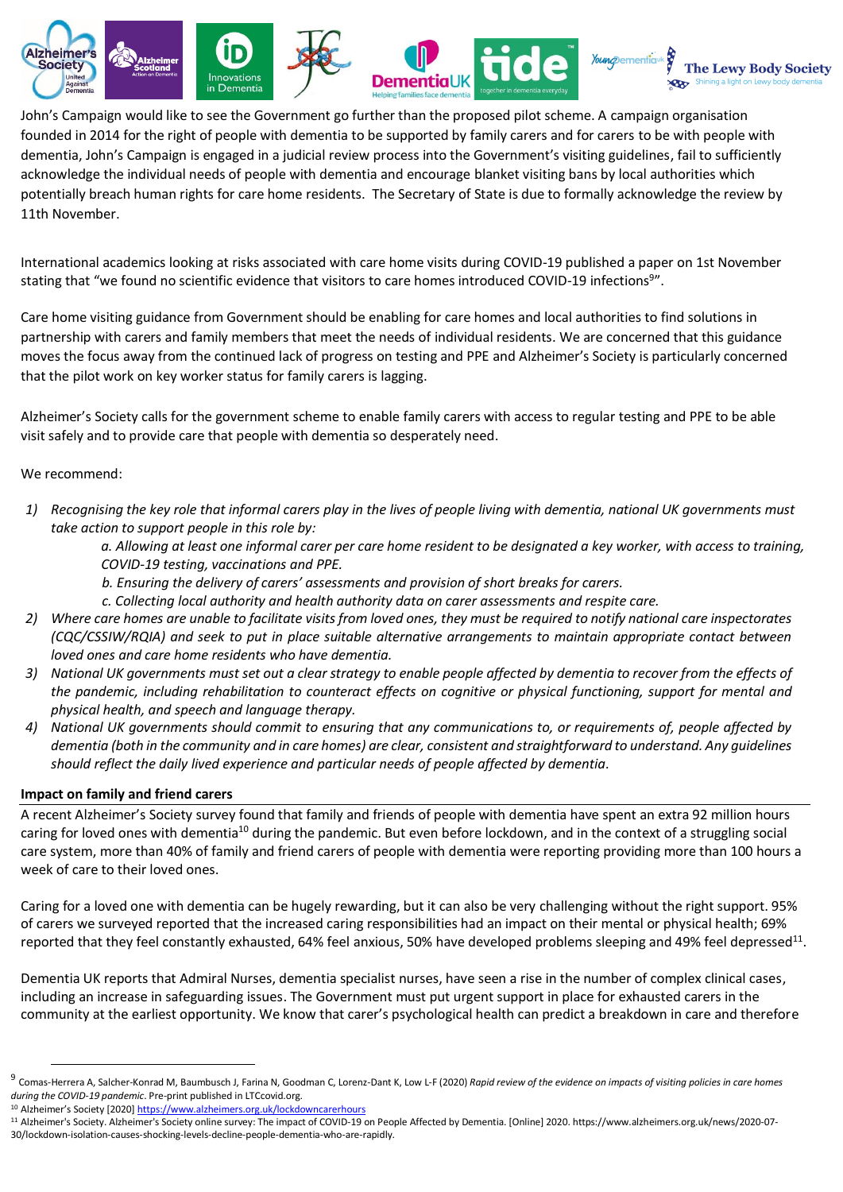John's Campaign would like to see the Government go further than the proposed pilot scheme. A campaign organisation founded in 2014 for the right of people with dementia to be supported by family carers and for carers to be with people with dementia, John's Campaign is engaged in a judicial review process into the Government's visiting guidelines, fail to sufficiently acknowledge the individual needs of people with dementia and encourage blanket visiting bans by local authorities which potentially breach human rights for care home residents. The Secretary of State is due to formally acknowledge the review by 11th November.

International academics looking at risks associated with care home visits during COVID-19 published a paper on 1st November stating that "we found no scientific evidence that visitors to care homes introduced COVID-19 infections[9]".

Care home visiting guidance from Government should be enabling for care homes and local authorities to find solutions in partnership with carers and family members that meet the needs of individual residents. We are concerned that this guidance moves the focus away from the continued lack of progress on testing and PPE and Alzheimer's Society is particularly concerned that the pilot work on key worker status for family carers is lagging.

Alzheimer's Society calls for the government scheme to enable family carers with access to regular testing and PPE to be able visit safely and to provide care that people with dementia so desperately need.

We recommend:

1) *Recognising the key role that informal carers play in the lives of people living with dementia, national UK governments must take action to support people in this role by:*
    *a. Allowing at least one informal carer per care home resident to be designated a key worker, with access to training, COVID-19 testing, vaccinations and PPE.*
    *b. Ensuring the delivery of carers' assessments and provision of short breaks for carers.*
    *c. Collecting local authority and health authority data on carer assessments and respite care.*
2) *Where care homes are unable to facilitate visits from loved ones, they must be required to notify national care inspectorates (CQC/CSSIW/RQIA) and seek to put in place suitable alternative arrangements to maintain appropriate contact between loved ones and care home residents who have dementia.*
3) *National UK governments must set out a clear strategy to enable people affected by dementia to recover from the effects of the pandemic, including rehabilitation to counteract effects on cognitive or physical functioning, support for mental and physical health, and speech and language therapy.*
4) *National UK governments should commit to ensuring that any communications to, or requirements of, people affected by dementia (both in the community and in care homes) are clear, consistent and straightforward to understand. Any guidelines should reflect the daily lived experience and particular needs of people affected by dementia.*

**Impact on family and friend carers**

A recent Alzheimer's Society survey found that family and friends of people with dementia have spent an extra 92 million hours caring for loved ones with dementia[10] during the pandemic. But even before lockdown, and in the context of a struggling social care system, more than 40% of family and friend carers of people with dementia were reporting providing more than 100 hours a week of care to their loved ones.

Caring for a loved one with dementia can be hugely rewarding, but it can also be very challenging without the right support. 95% of carers we surveyed reported that the increased caring responsibilities had an impact on their mental or physical health; 69% reported that they feel constantly exhausted, 64% feel anxious, 50% have developed problems sleeping and 49% feel depressed[11].

Dementia UK reports that Admiral Nurses, dementia specialist nurses, have seen a rise in the number of complex clinical cases, including an increase in safeguarding issues. The Government must put urgent support in place for exhausted carers in the community at the earliest opportunity. We know that carer's psychological health can predict a breakdown in care and therefore

---

[9] Comas-Herrera A, Salcher-Konrad M, Baumbusch J, Farina N, Goodman C, Lorenz-Dant K, Low L-F (2020) *Rapid review of the evidence on impacts of visiting policies in care homes during the COVID-19 pandemic*. Pre-print published in LTCcovid.org.

[10] Alzheimer's Society [2020] https://www.alzheimers.org.uk/lockdowncarerhours

[11] Alzheimer's Society. Alzheimer's Society online survey: The impact of COVID-19 on People Affected by Dementia. [Online] 2020. https://www.alzheimers.org.uk/news/2020-07-30/lockdown-isolation-causes-shocking-levels-decline-people-dementia-who-are-rapidly.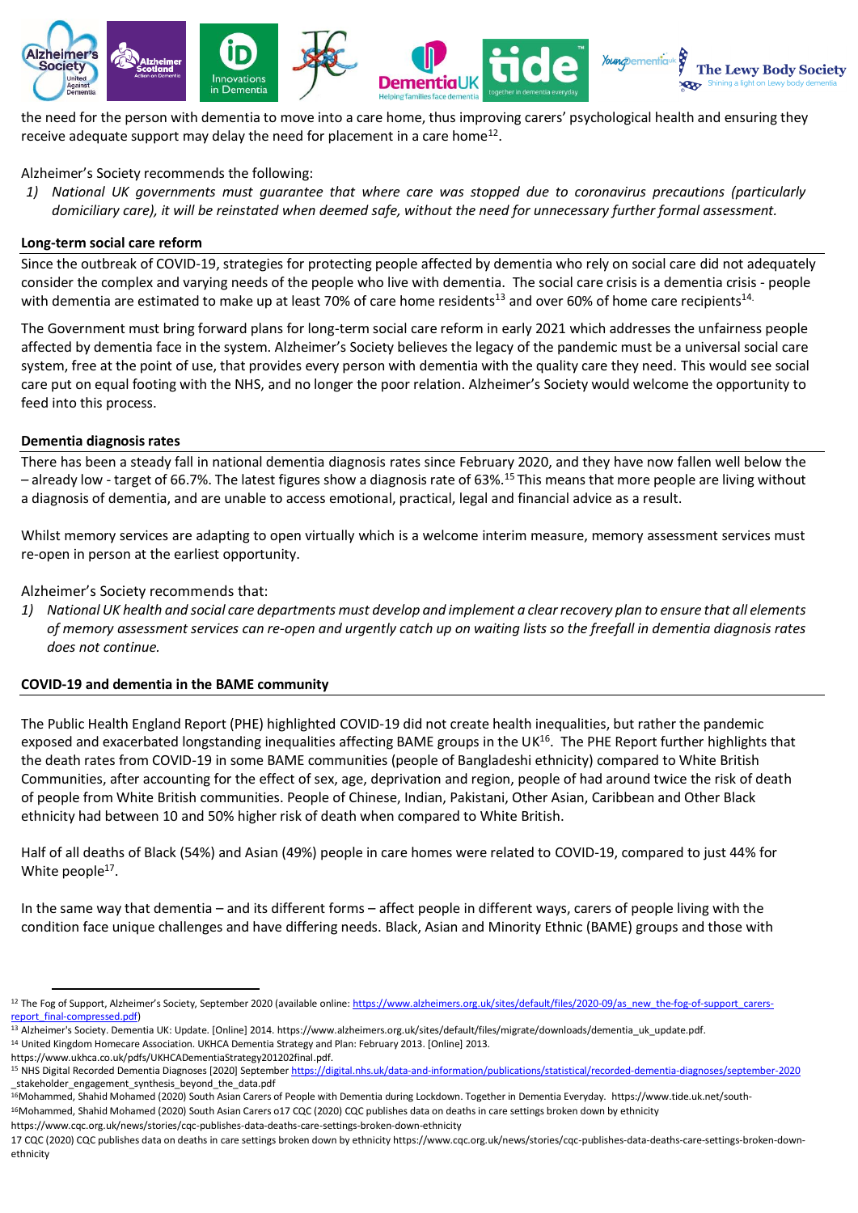the need for the person with dementia to move into a care home, thus improving carers' psychological health and ensuring they receive adequate support may delay the need for placement in a care home[12].

Alzheimer's Society recommends the following:

1) *National UK governments must guarantee that where care was stopped due to coronavirus precautions (particularly domiciliary care), it will be reinstated when deemed safe, without the need for unnecessary further formal assessment.*

### Long-term social care reform

Since the outbreak of COVID-19, strategies for protecting people affected by dementia who rely on social care did not adequately consider the complex and varying needs of the people who live with dementia. The social care crisis is a dementia crisis - people with dementia are estimated to make up at least 70% of care home residents[13] and over 60% of home care recipients[14].

The Government must bring forward plans for long-term social care reform in early 2021 which addresses the unfairness people affected by dementia face in the system. Alzheimer's Society believes the legacy of the pandemic must be a universal social care system, free at the point of use, that provides every person with dementia with the quality care they need. This would see social care put on equal footing with the NHS, and no longer the poor relation. Alzheimer's Society would welcome the opportunity to feed into this process.

### Dementia diagnosis rates

There has been a steady fall in national dementia diagnosis rates since February 2020, and they have now fallen well below the – already low - target of 66.7%. The latest figures show a diagnosis rate of 63%.[15] This means that more people are living without a diagnosis of dementia, and are unable to access emotional, practical, legal and financial advice as a result.

Whilst memory services are adapting to open virtually which is a welcome interim measure, memory assessment services must re-open in person at the earliest opportunity.

Alzheimer's Society recommends that:

1) *National UK health and social care departments must develop and implement a clear recovery plan to ensure that all elements of memory assessment services can re-open and urgently catch up on waiting lists so the freefall in dementia diagnosis rates does not continue.*

### COVID-19 and dementia in the BAME community

The Public Health England Report (PHE) highlighted COVID-19 did not create health inequalities, but rather the pandemic exposed and exacerbated longstanding inequalities affecting BAME groups in the UK[16]. The PHE Report further highlights that the death rates from COVID-19 in some BAME communities (people of Bangladeshi ethnicity) compared to White British Communities, after accounting for the effect of sex, age, deprivation and region, people of had around twice the risk of death of people from White British communities. People of Chinese, Indian, Pakistani, Other Asian, Caribbean and Other Black ethnicity had between 10 and 50% higher risk of death when compared to White British.

Half of all deaths of Black (54%) and Asian (49%) people in care homes were related to COVID-19, compared to just 44% for White people[17].

In the same way that dementia – and its different forms – affect people in different ways, carers of people living with the condition face unique challenges and have differing needs. Black, Asian and Minority Ethnic (BAME) groups and those with

---

[12] The Fog of Support, Alzheimer's Society, September 2020 (available online: https://www.alzheimers.org.uk/sites/default/files/2020-09/as_new_the-fog-of-support_carers-report_final-compressed.pdf)

[13] Alzheimer's Society. Dementia UK: Update. [Online] 2014. https://www.alzheimers.org.uk/sites/default/files/migrate/downloads/dementia_uk_update.pdf.

[14] United Kingdom Homecare Association. UKHCA Dementia Strategy and Plan: February 2013. [Online] 2013. https://www.ukhca.co.uk/pdfs/UKHCADementiaStrategy201202final.pdf.

[15] NHS Digital Recorded Dementia Diagnoses [2020] September https://digital.nhs.uk/data-and-information/publications/statistical/recorded-dementia-diagnoses/september-2020 _stakeholder_engagement_synthesis_beyond_the_data.pdf

[16]Mohammed, Shahid Mohamed (2020) South Asian Carers of People with Dementia during Lockdown. Together in Dementia Everyday. https://www.tide.uk.net/south-

[16]Mohammed, Shahid Mohamed (2020) South Asian Carers o17 CQC (2020) CQC publishes data on deaths in care settings broken down by ethnicity https://www.cqc.org.uk/news/stories/cqc-publishes-data-deaths-care-settings-broken-down-ethnicity

17 CQC (2020) CQC publishes data on deaths in care settings broken down by ethnicity https://www.cqc.org.uk/news/stories/cqc-publishes-data-deaths-care-settings-broken-down-ethnicity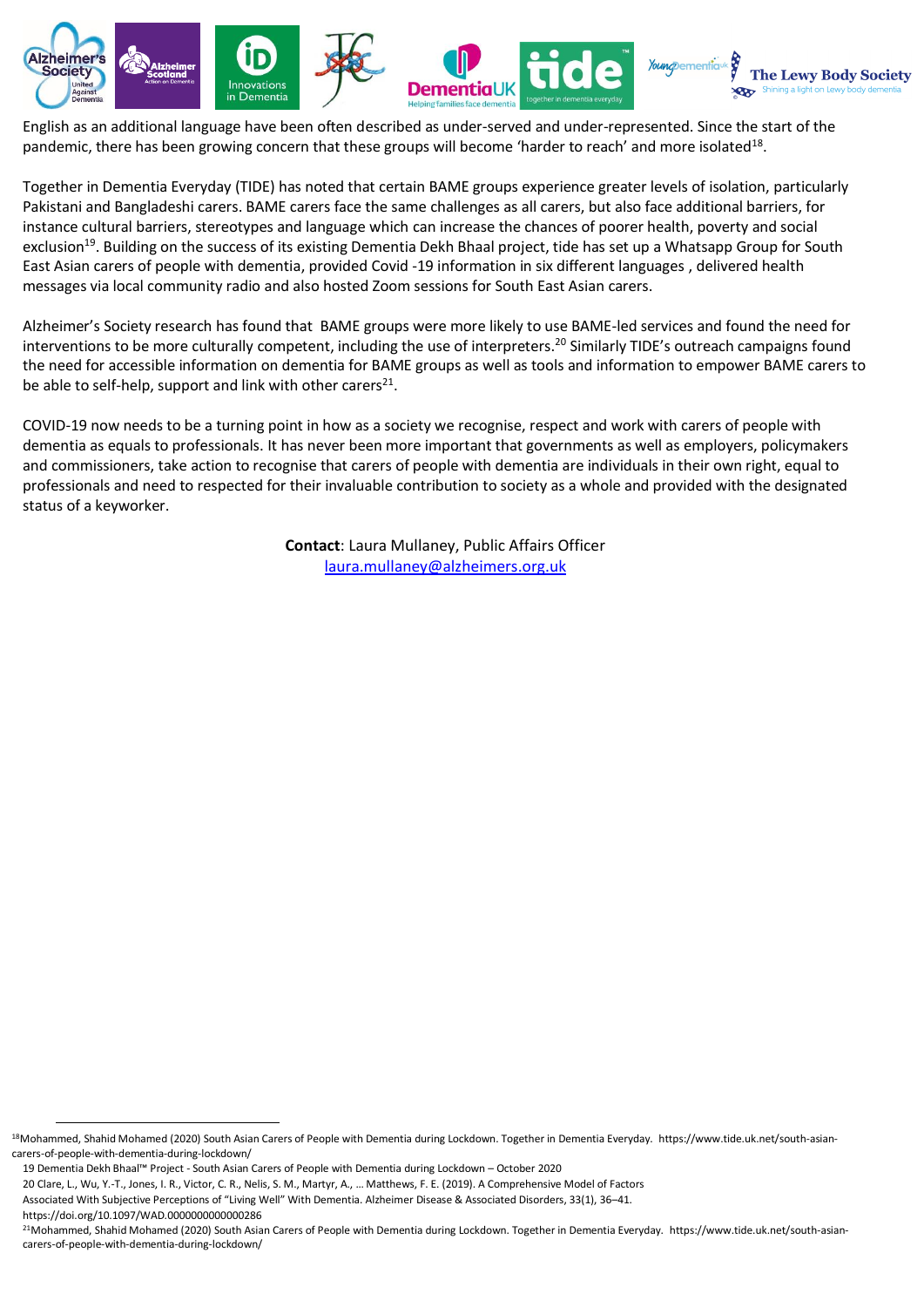English as an additional language have been often described as under-served and under-represented. Since the start of the pandemic, there has been growing concern that these groups will become 'harder to reach' and more isolated[18].

Together in Dementia Everyday (TIDE) has noted that certain BAME groups experience greater levels of isolation, particularly Pakistani and Bangladeshi carers. BAME carers face the same challenges as all carers, but also face additional barriers, for instance cultural barriers, stereotypes and language which can increase the chances of poorer health, poverty and social exclusion[19]. Building on the success of its existing Dementia Dekh Bhaal project, tide has set up a Whatsapp Group for South East Asian carers of people with dementia, provided Covid -19 information in six different languages , delivered health messages via local community radio and also hosted Zoom sessions for South East Asian carers.

Alzheimer's Society research has found that BAME groups were more likely to use BAME-led services and found the need for interventions to be more culturally competent, including the use of interpreters.[20] Similarly TIDE's outreach campaigns found the need for accessible information on dementia for BAME groups as well as tools and information to empower BAME carers to be able to self-help, support and link with other carers[21].

COVID-19 now needs to be a turning point in how as a society we recognise, respect and work with carers of people with dementia as equals to professionals. It has never been more important that governments as well as employers, policymakers and commissioners, take action to recognise that carers of people with dementia are individuals in their own right, equal to professionals and need to respected for their invaluable contribution to society as a whole and provided with the designated status of a keyworker.

**Contact**: Laura Mullaney, Public Affairs Officer
laura.mullaney@alzheimers.org.uk

[18]Mohammed, Shahid Mohamed (2020) South Asian Carers of People with Dementia during Lockdown. Together in Dementia Everyday. https://www.tide.uk.net/south-asian-carers-of-people-with-dementia-during-lockdown/

19 Dementia Dekh Bhaal™ Project - South Asian Carers of People with Dementia during Lockdown – October 2020

20 Clare, L., Wu, Y.-T., Jones, I. R., Victor, C. R., Nelis, S. M., Martyr, A., … Matthews, F. E. (2019). A Comprehensive Model of Factors Associated With Subjective Perceptions of "Living Well" With Dementia. Alzheimer Disease & Associated Disorders, 33(1), 36–41. https://doi.org/10.1097/WAD.0000000000000286

[21]Mohammed, Shahid Mohamed (2020) South Asian Carers of People with Dementia during Lockdown. Together in Dementia Everyday. https://www.tide.uk.net/south-asian-carers-of-people-with-dementia-during-lockdown/